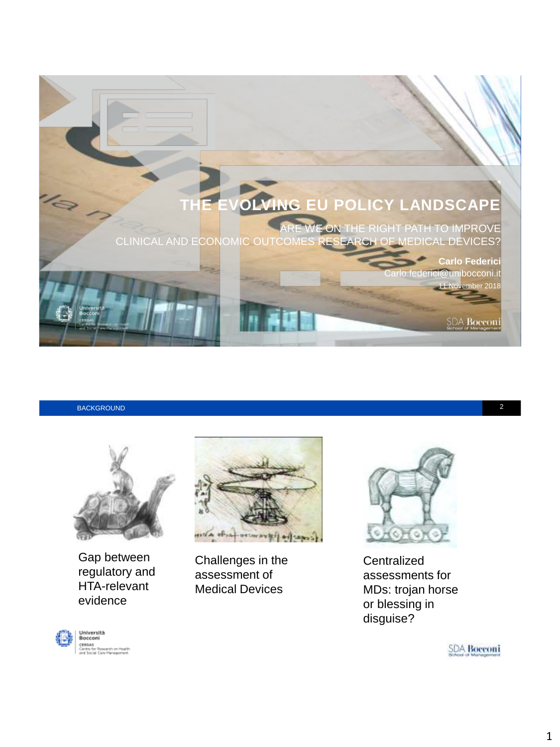# THE EVOLVING EU POLICY LANDSCAPE

ARE WE ON THE RIGHT PATH TO IMPROVE CLINICAL AND ECONOMIC OUTCOMES RESEARCH OF MEDICAL DEVICES?

**Carlo Federici**

Carlo.federici@unibocconi.it

11 November 2018

---

## BACKGROUND

Gap between regulatory and HTA-relevant evidence

Challenges in the assessment of Medical Devices

Centralized assessments for MDs: trojan horse or blessing in disguise?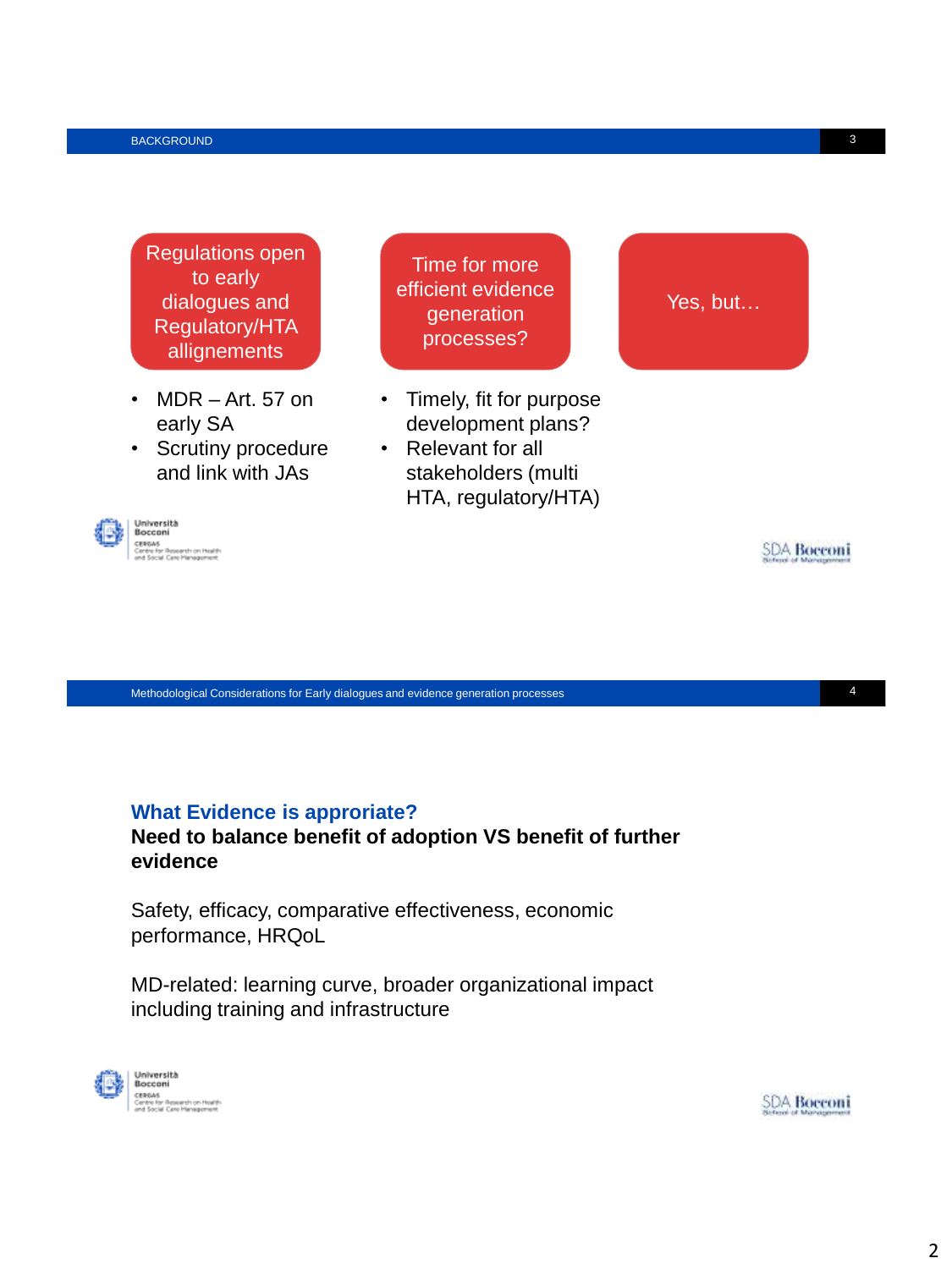## BACKGROUND

**Regulations open to early dialogues and Regulatory/HTA allignements**

- MDR – Art. 57 on early SA
- Scrutiny procedure and link with JAs

**Time for more efficient evidence generation processes?**

- Timely, fit for purpose development plans?
- Relevant for all stakeholders (multi HTA, regulatory/HTA)

**Yes, but…**

## Methodological Considerations for Early dialogues and evidence generation processes

### What Evidence is approriate?

**Need to balance benefit of adoption VS benefit of further evidence**

Safety, efficacy, comparative effectiveness, economic performance, HRQoL

MD-related: learning curve, broader organizational impact including training and infrastructure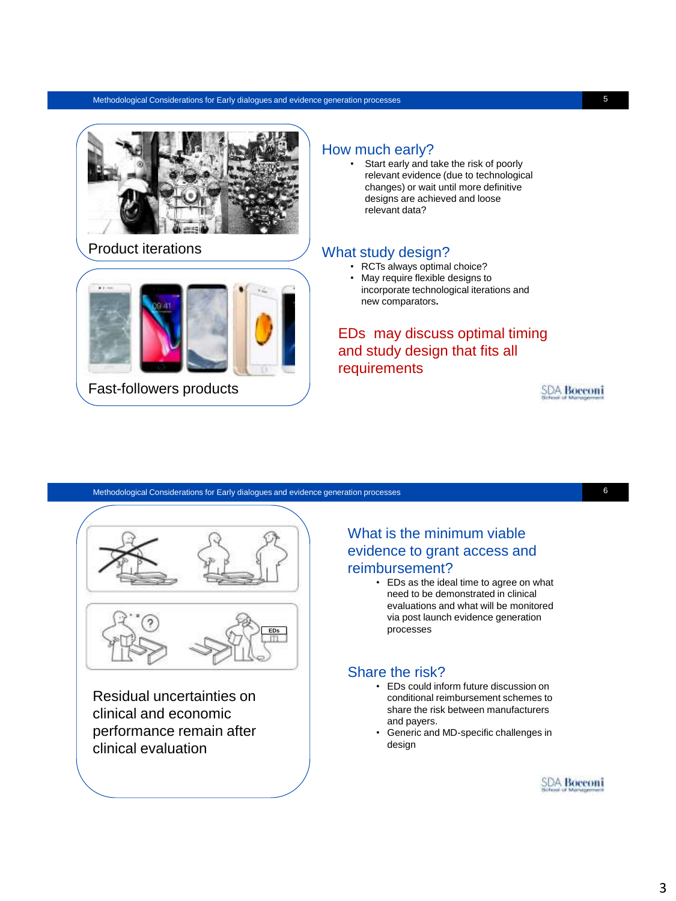## Slide 5

Product iterations

Fast-followers products

### How much early?

- Start early and take the risk of poorly relevant evidence (due to technological changes) or wait until more definitive designs are achieved and loose relevant data?

### What study design?

- RCTs always optimal choice?
- May require flexible designs to incorporate technological iterations and new comparators**.**

EDs may discuss optimal timing and study design that fits all requirements

## Slide 6

Residual uncertainties on clinical and economic performance remain after clinical evaluation

### What is the minimum viable evidence to grant access and reimbursement?

- EDs as the ideal time to agree on what need to be demonstrated in clinical evaluations and what will be monitored via post launch evidence generation processes

### Share the risk?

- EDs could inform future discussion on conditional reimbursement schemes to share the risk between manufacturers and payers.
- Generic and MD-specific challenges in design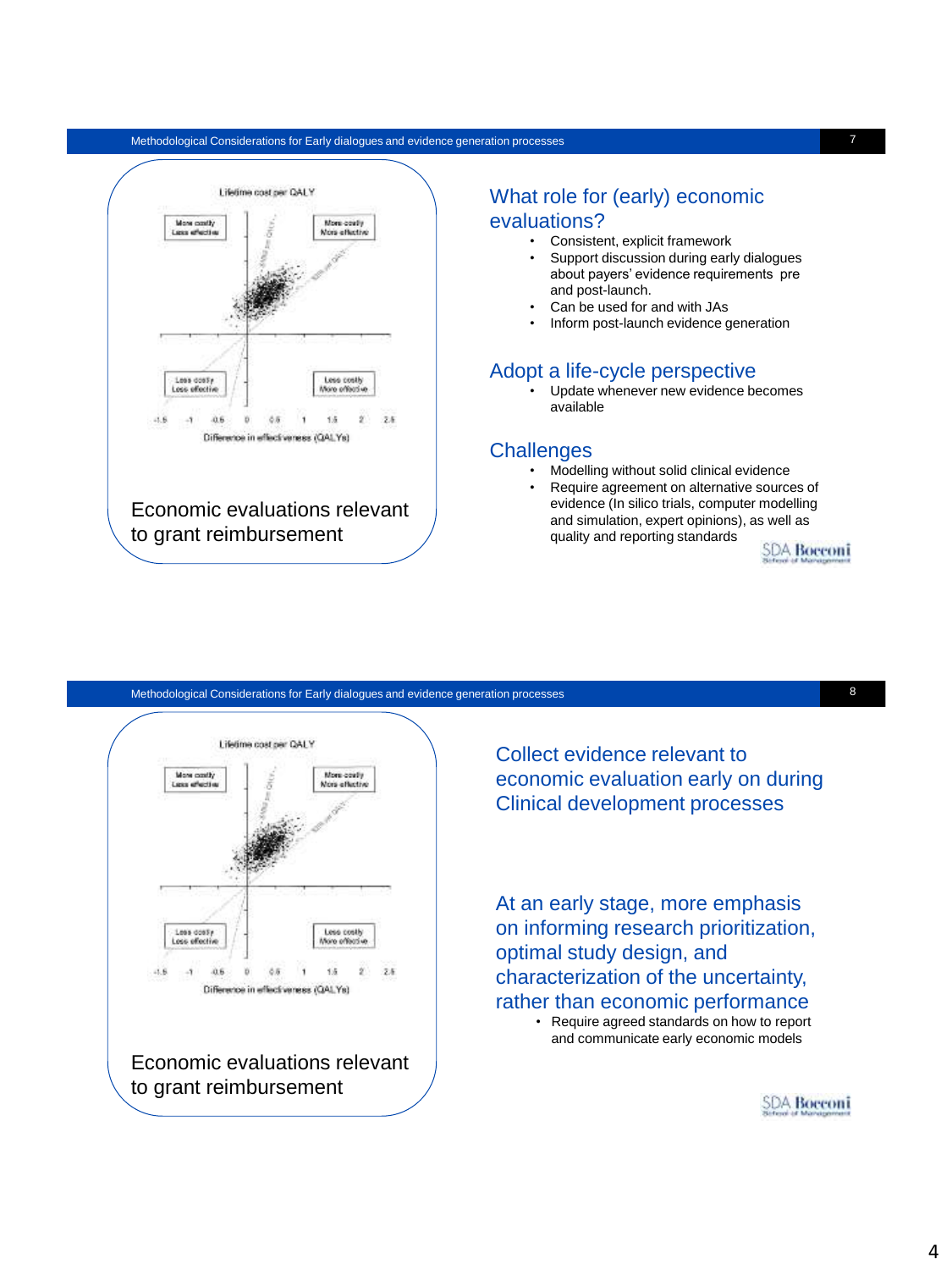Methodological Considerations for Early dialogues and evidence generation processes

Economic evaluations relevant to grant reimbursement

## What role for (early) economic evaluations?

- Consistent, explicit framework
- Support discussion during early dialogues about payers' evidence requirements pre and post-launch.
- Can be used for and with JAs
- Inform post-launch evidence generation

## Adopt a life-cycle perspective

- Update whenever new evidence becomes available

## Challenges

- Modelling without solid clinical evidence
- Require agreement on alternative sources of evidence (In silico trials, computer modelling and simulation, expert opinions), as well as quality and reporting standards

---

Methodological Considerations for Early dialogues and evidence generation processes

Economic evaluations relevant to grant reimbursement

## Collect evidence relevant to economic evaluation early on during Clinical development processes

## At an early stage, more emphasis on informing research prioritization, optimal study design, and characterization of the uncertainty, rather than economic performance

- Require agreed standards on how to report and communicate early economic models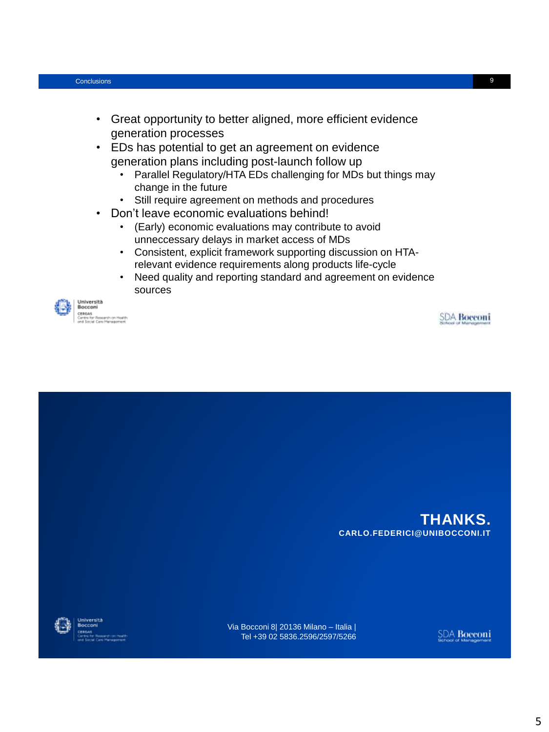## Conclusions

- Great opportunity to better aligned, more efficient evidence generation processes
- EDs has potential to get an agreement on evidence generation plans including post-launch follow up
  - Parallel Regulatory/HTA EDs challenging for MDs but things may change in the future
  - Still require agreement on methods and procedures
- Don't leave economic evaluations behind!
  - (Early) economic evaluations may contribute to avoid unneccessary delays in market access of MDs
  - Consistent, explicit framework supporting discussion on HTA-relevant evidence requirements along products life-cycle
  - Need quality and reporting standard and agreement on evidence sources

Università Bocconi
CERGAS
Centre for Research on Health and Social Care Management

SDA Bocconi
School of Management

**THANKS.**

**CARLO.FEDERICI@UNIBOCCONI.IT**

Università Bocconi
CERGAS
Centre for Research on Health and Social Care Management

Via Bocconi 8| 20136 Milano – Italia |
Tel +39 02 5836.2596/2597/5266

SDA Bocconi
School of Management